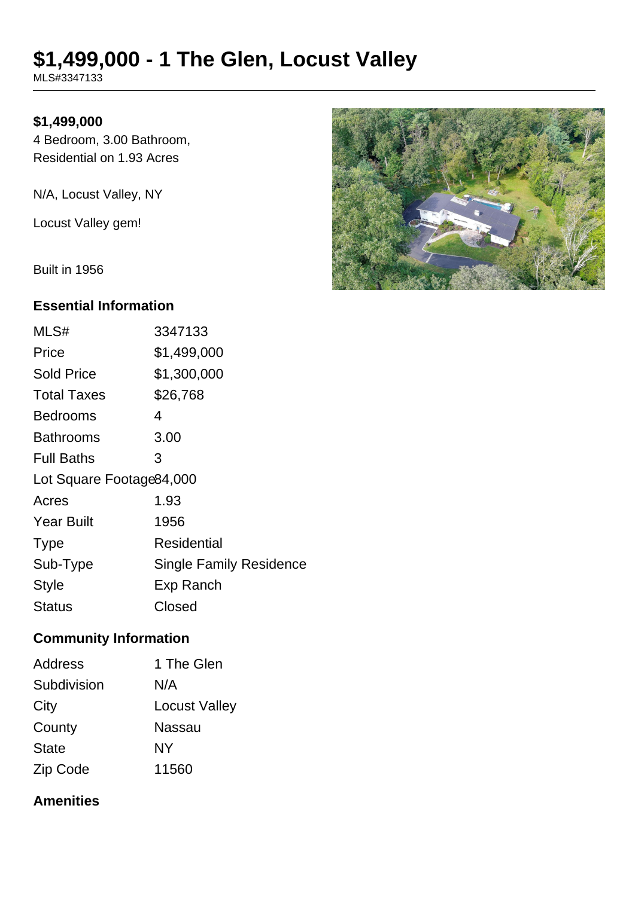# $1,499,000 - 1 The Glen, Locust Valley

MLS#3347133

**$1,499,000**

4 Bedroom, 3.00 Bathroom, Residential on 1.93 Acres

N/A, Locust Valley, NY

Locust Valley gem!

Built in 1956

## Essential Information

| | |
|---|---|
| MLS# | 3347133 |
| Price | $1,499,000 |
| Sold Price | $1,300,000 |
| Total Taxes | $26,768 |
| Bedrooms | 4 |
| Bathrooms | 3.00 |
| Full Baths | 3 |
| Lot Square Footage | 84,000 |
| Acres | 1.93 |
| Year Built | 1956 |
| Type | Residential |
| Sub-Type | Single Family Residence |
| Style | Exp Ranch |
| Status | Closed |

## Community Information

| | |
|---|---|
| Address | 1 The Glen |
| Subdivision | N/A |
| City | Locust Valley |
| County | Nassau |
| State | NY |
| Zip Code | 11560 |

## Amenities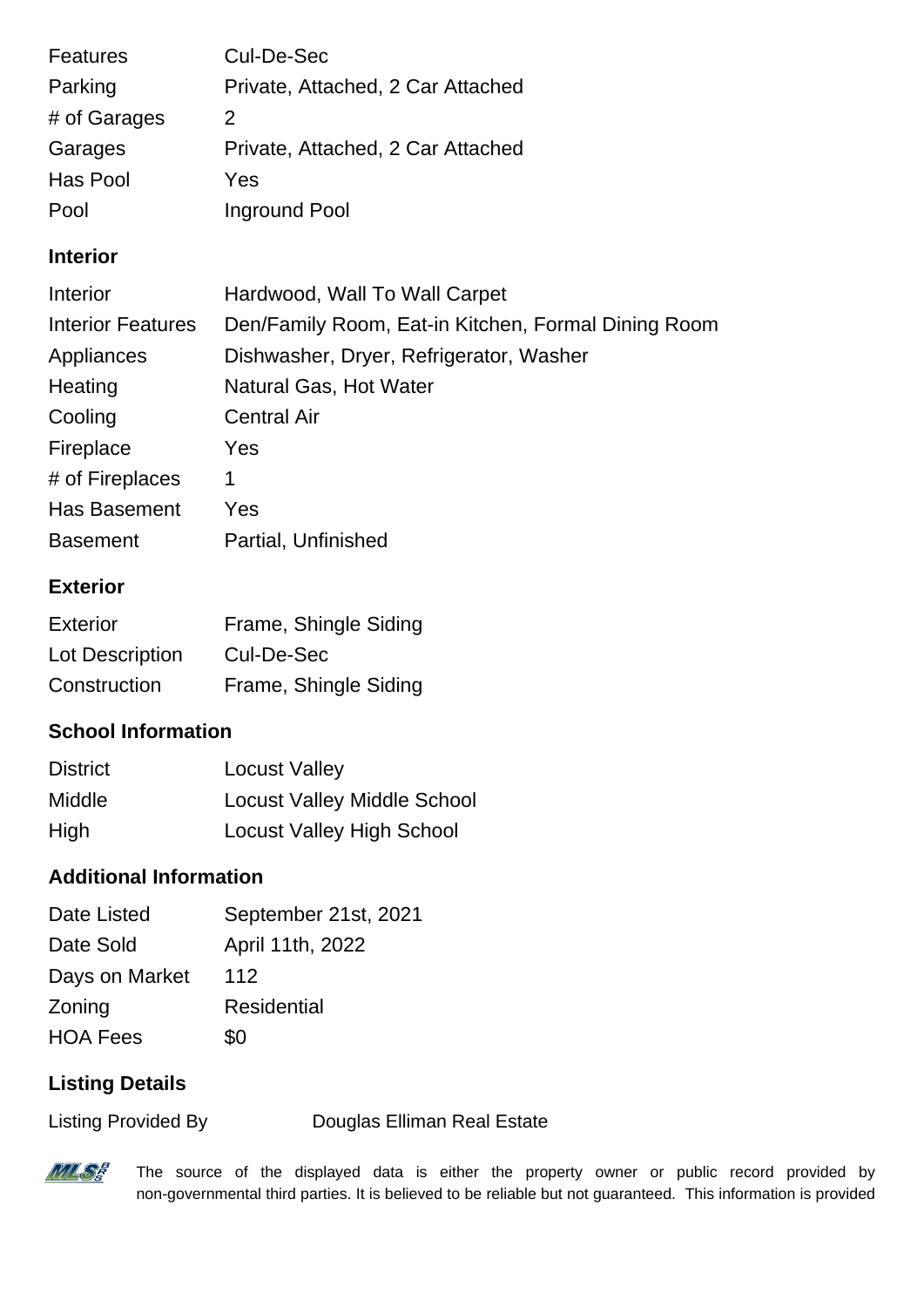| | |
|---|---|
| Features | Cul-De-Sec |
| Parking | Private, Attached, 2 Car Attached |
| # of Garages | 2 |
| Garages | Private, Attached, 2 Car Attached |
| Has Pool | Yes |
| Pool | Inground Pool |

## Interior

| | |
|---|---|
| Interior | Hardwood, Wall To Wall Carpet |
| Interior Features | Den/Family Room, Eat-in Kitchen, Formal Dining Room |
| Appliances | Dishwasher, Dryer, Refrigerator, Washer |
| Heating | Natural Gas, Hot Water |
| Cooling | Central Air |
| Fireplace | Yes |
| # of Fireplaces | 1 |
| Has Basement | Yes |
| Basement | Partial, Unfinished |

## Exterior

| | |
|---|---|
| Exterior | Frame, Shingle Siding |
| Lot Description | Cul-De-Sec |
| Construction | Frame, Shingle Siding |

## School Information

| | |
|---|---|
| District | Locust Valley |
| Middle | Locust Valley Middle School |
| High | Locust Valley High School |

## Additional Information

| | |
|---|---|
| Date Listed | September 21st, 2021 |
| Date Sold | April 11th, 2022 |
| Days on Market | 112 |
| Zoning | Residential |
| HOA Fees | $0 |

## Listing Details

| | |
|---|---|
| Listing Provided By | Douglas Elliman Real Estate |

The source of the displayed data is either the property owner or public record provided by non-governmental third parties. It is believed to be reliable but not guaranteed. This information is provided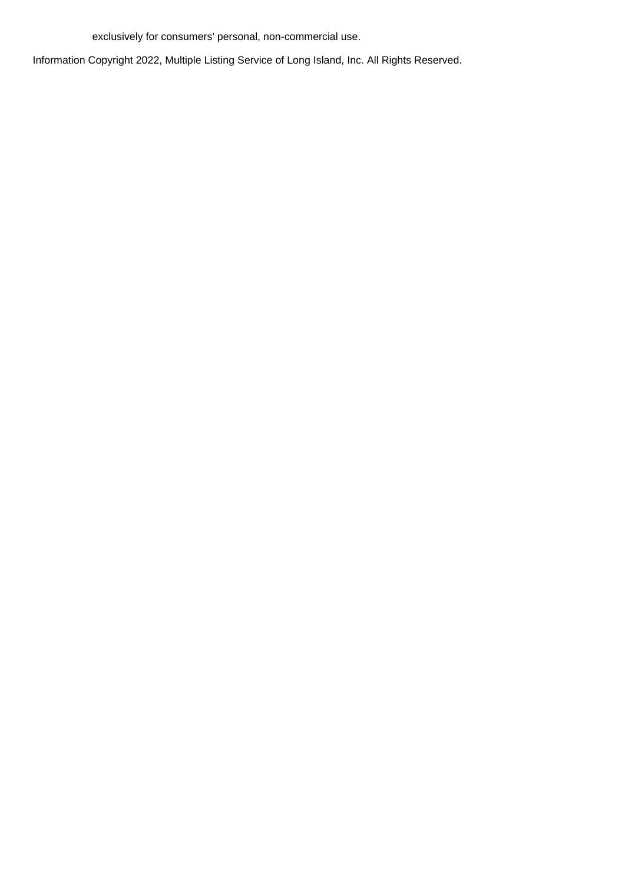exclusively for consumers' personal, non-commercial use.

Information Copyright 2022, Multiple Listing Service of Long Island, Inc. All Rights Reserved.